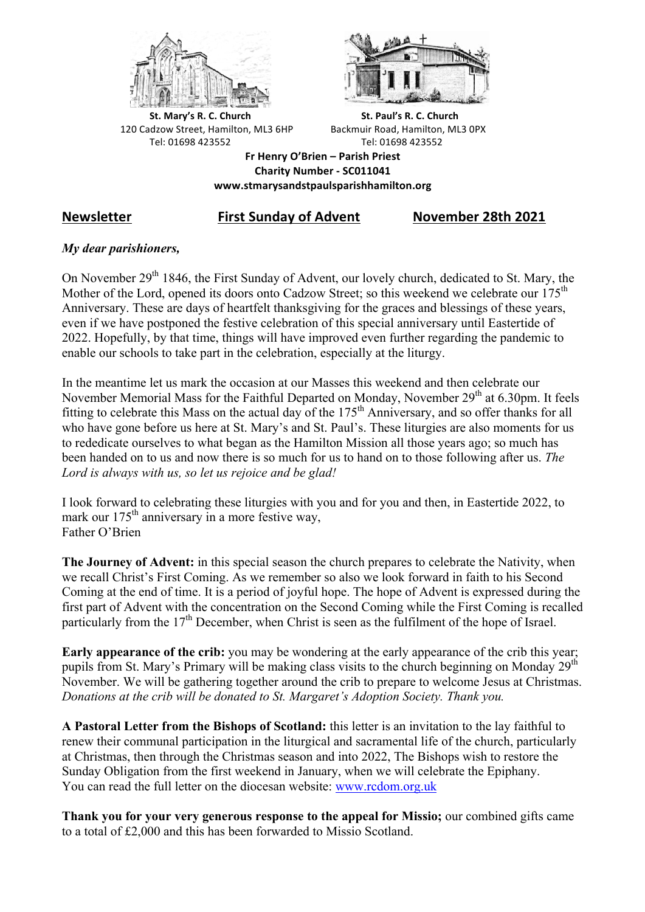**St. Mary's R. C. Church**
120 Cadzow Street, Hamilton, ML3 6HP
Tel: 01698 423552

**St. Paul's R. C. Church**
Backmuir Road, Hamilton, ML3 0PX
Tel: 01698 423552

**Fr Henry O'Brien – Parish Priest**
**Charity Number - SC011041**
**www.stmarysandstpaulsparishhamilton.org**

## Newsletter — First Sunday of Advent — November 28th 2021

***My dear parishioners,***

On November 29th 1846, the First Sunday of Advent, our lovely church, dedicated to St. Mary, the Mother of the Lord, opened its doors onto Cadzow Street; so this weekend we celebrate our 175th Anniversary. These are days of heartfelt thanksgiving for the graces and blessings of these years, even if we have postponed the festive celebration of this special anniversary until Eastertide of 2022. Hopefully, by that time, things will have improved even further regarding the pandemic to enable our schools to take part in the celebration, especially at the liturgy.

In the meantime let us mark the occasion at our Masses this weekend and then celebrate our November Memorial Mass for the Faithful Departed on Monday, November 29th at 6.30pm. It feels fitting to celebrate this Mass on the actual day of the 175th Anniversary, and so offer thanks for all who have gone before us here at St. Mary's and St. Paul's. These liturgies are also moments for us to rededicate ourselves to what began as the Hamilton Mission all those years ago; so much has been handed on to us and now there is so much for us to hand on to those following after us. *The Lord is always with us, so let us rejoice and be glad!*

I look forward to celebrating these liturgies with you and for you and then, in Eastertide 2022, to mark our 175th anniversary in a more festive way,
Father O'Brien

**The Journey of Advent:** in this special season the church prepares to celebrate the Nativity, when we recall Christ's First Coming. As we remember so also we look forward in faith to his Second Coming at the end of time. It is a period of joyful hope. The hope of Advent is expressed during the first part of Advent with the concentration on the Second Coming while the First Coming is recalled particularly from the 17th December, when Christ is seen as the fulfilment of the hope of Israel.

**Early appearance of the crib:** you may be wondering at the early appearance of the crib this year; pupils from St. Mary's Primary will be making class visits to the church beginning on Monday 29th November. We will be gathering together around the crib to prepare to welcome Jesus at Christmas. *Donations at the crib will be donated to St. Margaret's Adoption Society. Thank you.*

**A Pastoral Letter from the Bishops of Scotland:** this letter is an invitation to the lay faithful to renew their communal participation in the liturgical and sacramental life of the church, particularly at Christmas, then through the Christmas season and into 2022, The Bishops wish to restore the Sunday Obligation from the first weekend in January, when we will celebrate the Epiphany. You can read the full letter on the diocesan website: www.rcdom.org.uk

**Thank you for your very generous response to the appeal for Missio;** our combined gifts came to a total of £2,000 and this has been forwarded to Missio Scotland.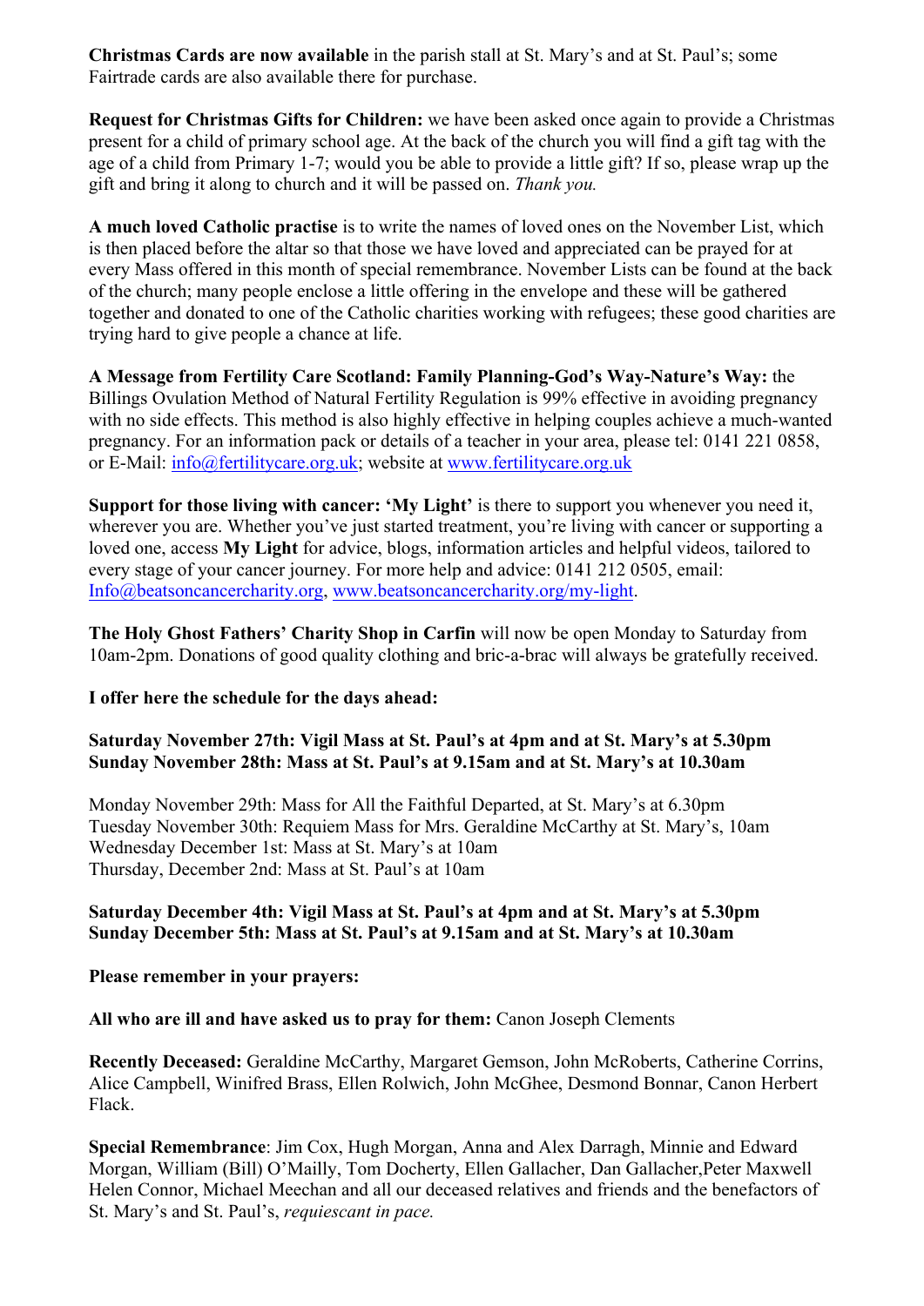**Christmas Cards are now available** in the parish stall at St. Mary's and at St. Paul's; some Fairtrade cards are also available there for purchase.

**Request for Christmas Gifts for Children:** we have been asked once again to provide a Christmas present for a child of primary school age. At the back of the church you will find a gift tag with the age of a child from Primary 1-7; would you be able to provide a little gift? If so, please wrap up the gift and bring it along to church and it will be passed on. *Thank you.*

**A much loved Catholic practise** is to write the names of loved ones on the November List, which is then placed before the altar so that those we have loved and appreciated can be prayed for at every Mass offered in this month of special remembrance. November Lists can be found at the back of the church; many people enclose a little offering in the envelope and these will be gathered together and donated to one of the Catholic charities working with refugees; these good charities are trying hard to give people a chance at life.

**A Message from Fertility Care Scotland: Family Planning-God's Way-Nature's Way:** the Billings Ovulation Method of Natural Fertility Regulation is 99% effective in avoiding pregnancy with no side effects. This method is also highly effective in helping couples achieve a much-wanted pregnancy. For an information pack or details of a teacher in your area, please tel: 0141 221 0858, or E-Mail: info@fertilitycare.org.uk; website at www.fertilitycare.org.uk

**Support for those living with cancer: 'My Light'** is there to support you whenever you need it, wherever you are. Whether you've just started treatment, you're living with cancer or supporting a loved one, access **My Light** for advice, blogs, information articles and helpful videos, tailored to every stage of your cancer journey. For more help and advice: 0141 212 0505, email: Info@beatsoncancercharity.org, www.beatsoncancercharity.org/my-light.

**The Holy Ghost Fathers' Charity Shop in Carfin** will now be open Monday to Saturday from 10am-2pm. Donations of good quality clothing and bric-a-brac will always be gratefully received.

**I offer here the schedule for the days ahead:**

**Saturday November 27th: Vigil Mass at St. Paul's at 4pm and at St. Mary's at 5.30pm**
**Sunday November 28th: Mass at St. Paul's at 9.15am and at St. Mary's at 10.30am**

Monday November 29th: Mass for All the Faithful Departed, at St. Mary's at 6.30pm
Tuesday November 30th: Requiem Mass for Mrs. Geraldine McCarthy at St. Mary's, 10am
Wednesday December 1st: Mass at St. Mary's at 10am
Thursday, December 2nd: Mass at St. Paul's at 10am

**Saturday December 4th: Vigil Mass at St. Paul's at 4pm and at St. Mary's at 5.30pm**
**Sunday December 5th: Mass at St. Paul's at 9.15am and at St. Mary's at 10.30am**

**Please remember in your prayers:**

**All who are ill and have asked us to pray for them:** Canon Joseph Clements

**Recently Deceased:** Geraldine McCarthy, Margaret Gemson, John McRoberts, Catherine Corrins, Alice Campbell, Winifred Brass, Ellen Rolwich, John McGhee, Desmond Bonnar, Canon Herbert Flack.

**Special Remembrance**: Jim Cox, Hugh Morgan, Anna and Alex Darragh, Minnie and Edward Morgan, William (Bill) O'Mailly, Tom Docherty, Ellen Gallacher, Dan Gallacher,Peter Maxwell Helen Connor, Michael Meechan and all our deceased relatives and friends and the benefactors of St. Mary's and St. Paul's, *requiescant in pace.*